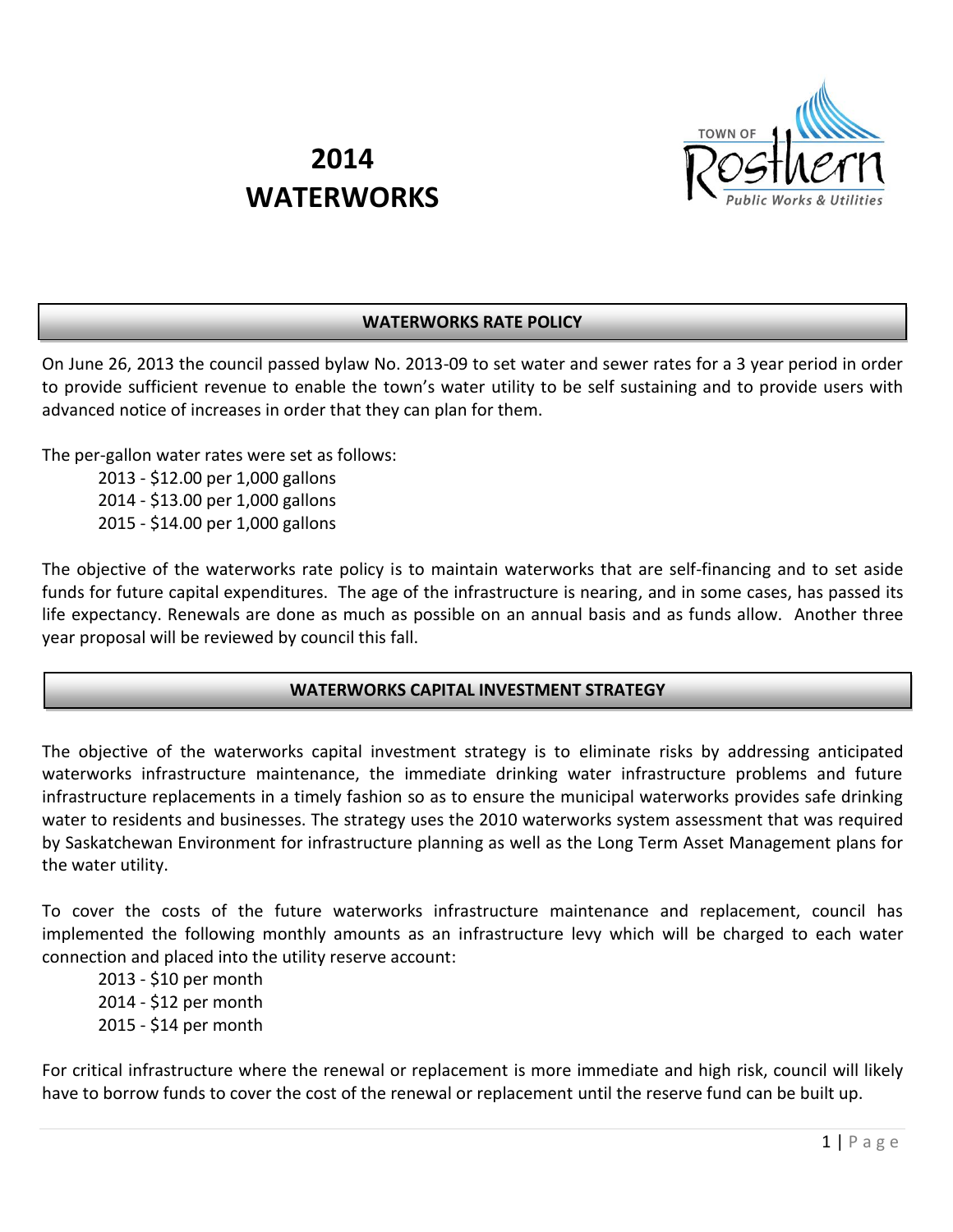# 2014 WATERWORKS

TOWN OF Rosthern *Public Works & Utilities*

## WATERWORKS RATE POLICY

On June 26, 2013 the council passed bylaw No. 2013-09 to set water and sewer rates for a 3 year period in order to provide sufficient revenue to enable the town's water utility to be self sustaining and to provide users with advanced notice of increases in order that they can plan for them.

The per-gallon water rates were set as follows:

- 2013 - $12.00 per 1,000 gallons
- 2014 - $13.00 per 1,000 gallons
- 2015 - $14.00 per 1,000 gallons

The objective of the waterworks rate policy is to maintain waterworks that are self-financing and to set aside funds for future capital expenditures. The age of the infrastructure is nearing, and in some cases, has passed its life expectancy. Renewals are done as much as possible on an annual basis and as funds allow. Another three year proposal will be reviewed by council this fall.

## WATERWORKS CAPITAL INVESTMENT STRATEGY

The objective of the waterworks capital investment strategy is to eliminate risks by addressing anticipated waterworks infrastructure maintenance, the immediate drinking water infrastructure problems and future infrastructure replacements in a timely fashion so as to ensure the municipal waterworks provides safe drinking water to residents and businesses. The strategy uses the 2010 waterworks system assessment that was required by Saskatchewan Environment for infrastructure planning as well as the Long Term Asset Management plans for the water utility.

To cover the costs of the future waterworks infrastructure maintenance and replacement, council has implemented the following monthly amounts as an infrastructure levy which will be charged to each water connection and placed into the utility reserve account:

- 2013 - $10 per month
- 2014 - $12 per month
- 2015 - $14 per month

For critical infrastructure where the renewal or replacement is more immediate and high risk, council will likely have to borrow funds to cover the cost of the renewal or replacement until the reserve fund can be built up.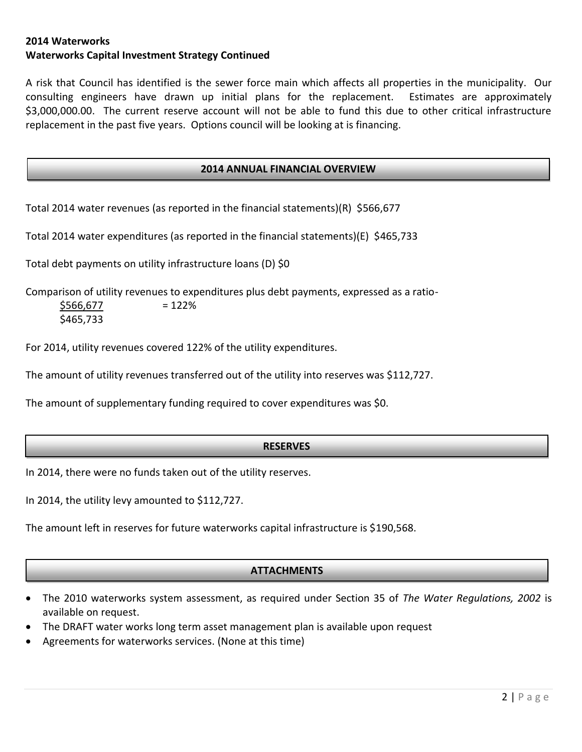**2014 Waterworks**
**Waterworks Capital Investment Strategy Continued**

A risk that Council has identified is the sewer force main which affects all properties in the municipality. Our consulting engineers have drawn up initial plans for the replacement. Estimates are approximately \$3,000,000.00. The current reserve account will not be able to fund this due to other critical infrastructure replacement in the past five years. Options council will be looking at is financing.

## 2014 ANNUAL FINANCIAL OVERVIEW

Total 2014 water revenues (as reported in the financial statements)(R) \$566,677

Total 2014 water expenditures (as reported in the financial statements)(E) \$465,733

Total debt payments on utility infrastructure loans (D) \$0

Comparison of utility revenues to expenditures plus debt payments, expressed as a ratio-

$$\frac{\$566,677}{\$465,733} = 122\%$$

For 2014, utility revenues covered 122% of the utility expenditures.

The amount of utility revenues transferred out of the utility into reserves was \$112,727.

The amount of supplementary funding required to cover expenditures was \$0.

## RESERVES

In 2014, there were no funds taken out of the utility reserves.

In 2014, the utility levy amounted to \$112,727.

The amount left in reserves for future waterworks capital infrastructure is \$190,568.

## ATTACHMENTS

- The 2010 waterworks system assessment, as required under Section 35 of *The Water Regulations, 2002* is available on request.
- The DRAFT water works long term asset management plan is available upon request
- Agreements for waterworks services. (None at this time)